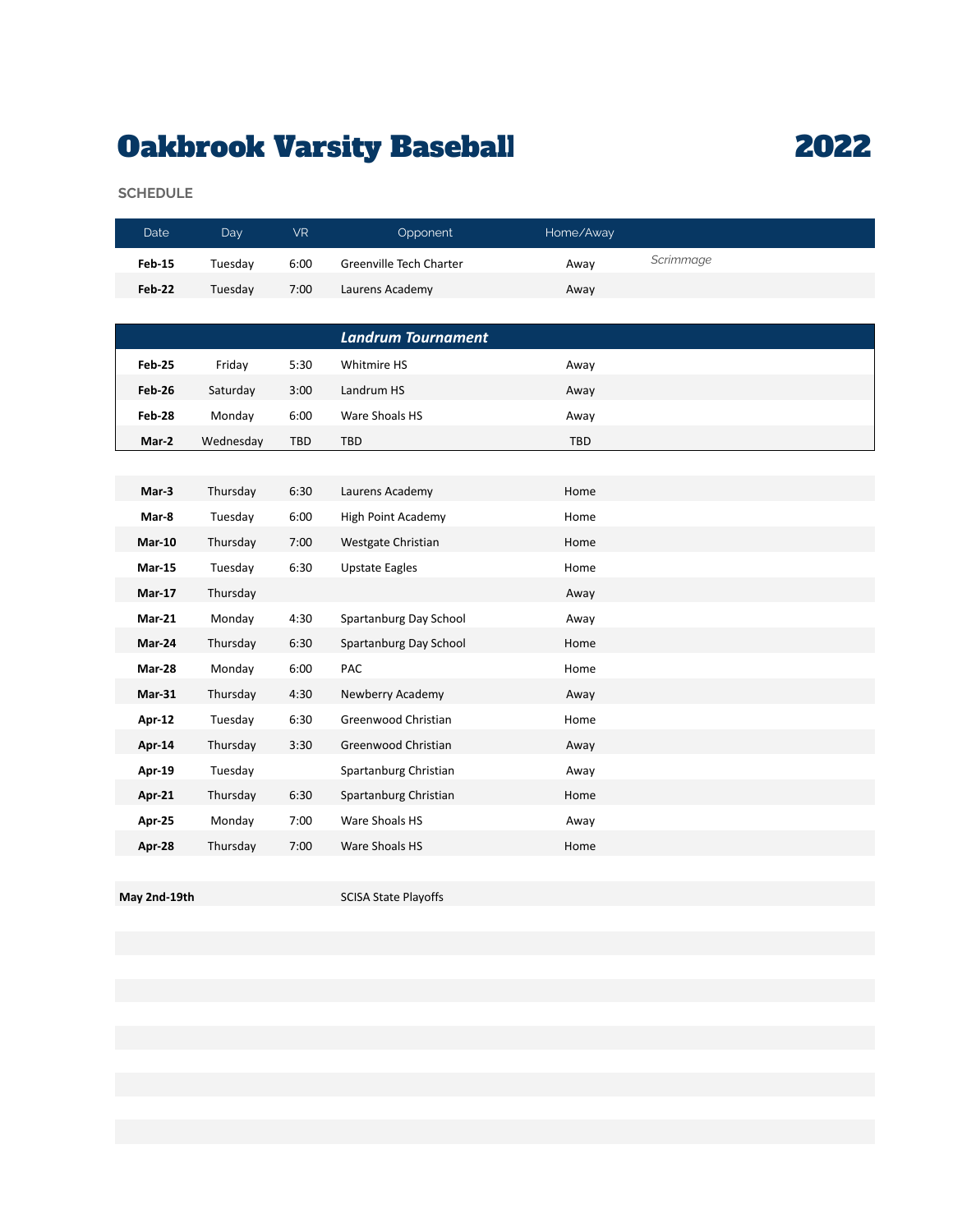# Oakbrook Varsity Baseball 2022

**SCHEDULE**

| Date | Day | VR | Opponent | Home/Away | |
|---|---|---|---|---|---|
| **Feb-15** | Tuesday | 6:00 | Greenville Tech Charter | Away | *Scrimmage* |
| **Feb-22** | Tuesday | 7:00 | Laurens Academy | Away | |
| | | | ***Landrum Tournament*** | | |
| **Feb-25** | Friday | 5:30 | Whitmire HS | Away | |
| **Feb-26** | Saturday | 3:00 | Landrum HS | Away | |
| **Feb-28** | Monday | 6:00 | Ware Shoals HS | Away | |
| **Mar-2** | Wednesday | TBD | TBD | TBD | |
| | | | | | |
| **Mar-3** | Thursday | 6:30 | Laurens Academy | Home | |
| **Mar-8** | Tuesday | 6:00 | High Point Academy | Home | |
| **Mar-10** | Thursday | 7:00 | Westgate Christian | Home | |
| **Mar-15** | Tuesday | 6:30 | Upstate Eagles | Home | |
| **Mar-17** | Thursday | | | Away | |
| **Mar-21** | Monday | 4:30 | Spartanburg Day School | Away | |
| **Mar-24** | Thursday | 6:30 | Spartanburg Day School | Home | |
| **Mar-28** | Monday | 6:00 | PAC | Home | |
| **Mar-31** | Thursday | 4:30 | Newberry Academy | Away | |
| **Apr-12** | Tuesday | 6:30 | Greenwood Christian | Home | |
| **Apr-14** | Thursday | 3:30 | Greenwood Christian | Away | |
| **Apr-19** | Tuesday | | Spartanburg Christian | Away | |
| **Apr-21** | Thursday | 6:30 | Spartanburg Christian | Home | |
| **Apr-25** | Monday | 7:00 | Ware Shoals HS | Away | |
| **Apr-28** | Thursday | 7:00 | Ware Shoals HS | Home | |
| | | | | | |
| **May 2nd-19th** | | | SCISA State Playoffs | | |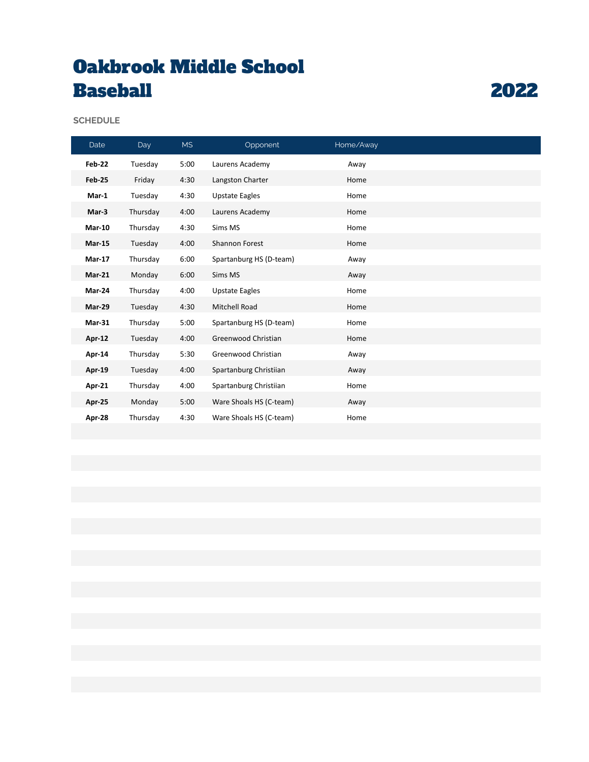# Oakbrook Middle School Baseball

# 2022

**SCHEDULE**

| Date | Day | MS | Opponent | Home/Away |
|---|---|---|---|---|
| **Feb-22** | Tuesday | 5:00 | Laurens Academy | Away |
| **Feb-25** | Friday | 4:30 | Langston Charter | Home |
| **Mar-1** | Tuesday | 4:30 | Upstate Eagles | Home |
| **Mar-3** | Thursday | 4:00 | Laurens Academy | Home |
| **Mar-10** | Thursday | 4:30 | Sims MS | Home |
| **Mar-15** | Tuesday | 4:00 | Shannon Forest | Home |
| **Mar-17** | Thursday | 6:00 | Spartanburg HS (D-team) | Away |
| **Mar-21** | Monday | 6:00 | Sims MS | Away |
| **Mar-24** | Thursday | 4:00 | Upstate Eagles | Home |
| **Mar-29** | Tuesday | 4:30 | Mitchell Road | Home |
| **Mar-31** | Thursday | 5:00 | Spartanburg HS (D-team) | Home |
| **Apr-12** | Tuesday | 4:00 | Greenwood Christian | Home |
| **Apr-14** | Thursday | 5:30 | Greenwood Christian | Away |
| **Apr-19** | Tuesday | 4:00 | Spartanburg Christiian | Away |
| **Apr-21** | Thursday | 4:00 | Spartanburg Christiian | Home |
| **Apr-25** | Monday | 5:00 | Ware Shoals HS (C-team) | Away |
| **Apr-28** | Thursday | 4:30 | Ware Shoals HS (C-team) | Home |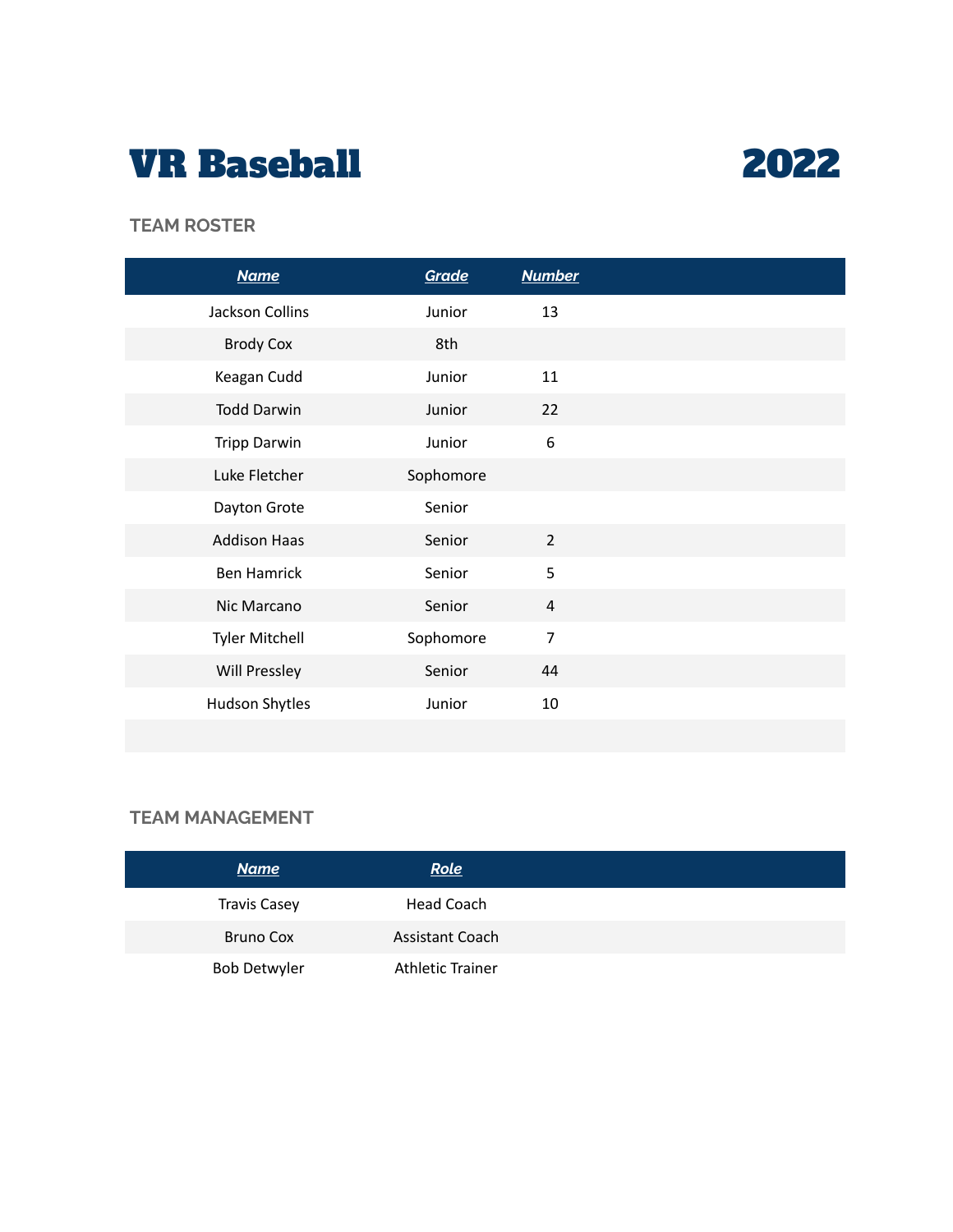# VR Baseball 2022

### TEAM ROSTER

| ***Name*** | ***Grade*** | ***Number*** |
|---|---|---|
| Jackson Collins | Junior | 13 |
| Brody Cox | 8th | |
| Keagan Cudd | Junior | 11 |
| Todd Darwin | Junior | 22 |
| Tripp Darwin | Junior | 6 |
| Luke Fletcher | Sophomore | |
| Dayton Grote | Senior | |
| Addison Haas | Senior | 2 |
| Ben Hamrick | Senior | 5 |
| Nic Marcano | Senior | 4 |
| Tyler Mitchell | Sophomore | 7 |
| Will Pressley | Senior | 44 |
| Hudson Shytles | Junior | 10 |

### TEAM MANAGEMENT

| ***Name*** | ***Role*** |
|---|---|
| Travis Casey | Head Coach |
| Bruno Cox | Assistant Coach |
| Bob Detwyler | Athletic Trainer |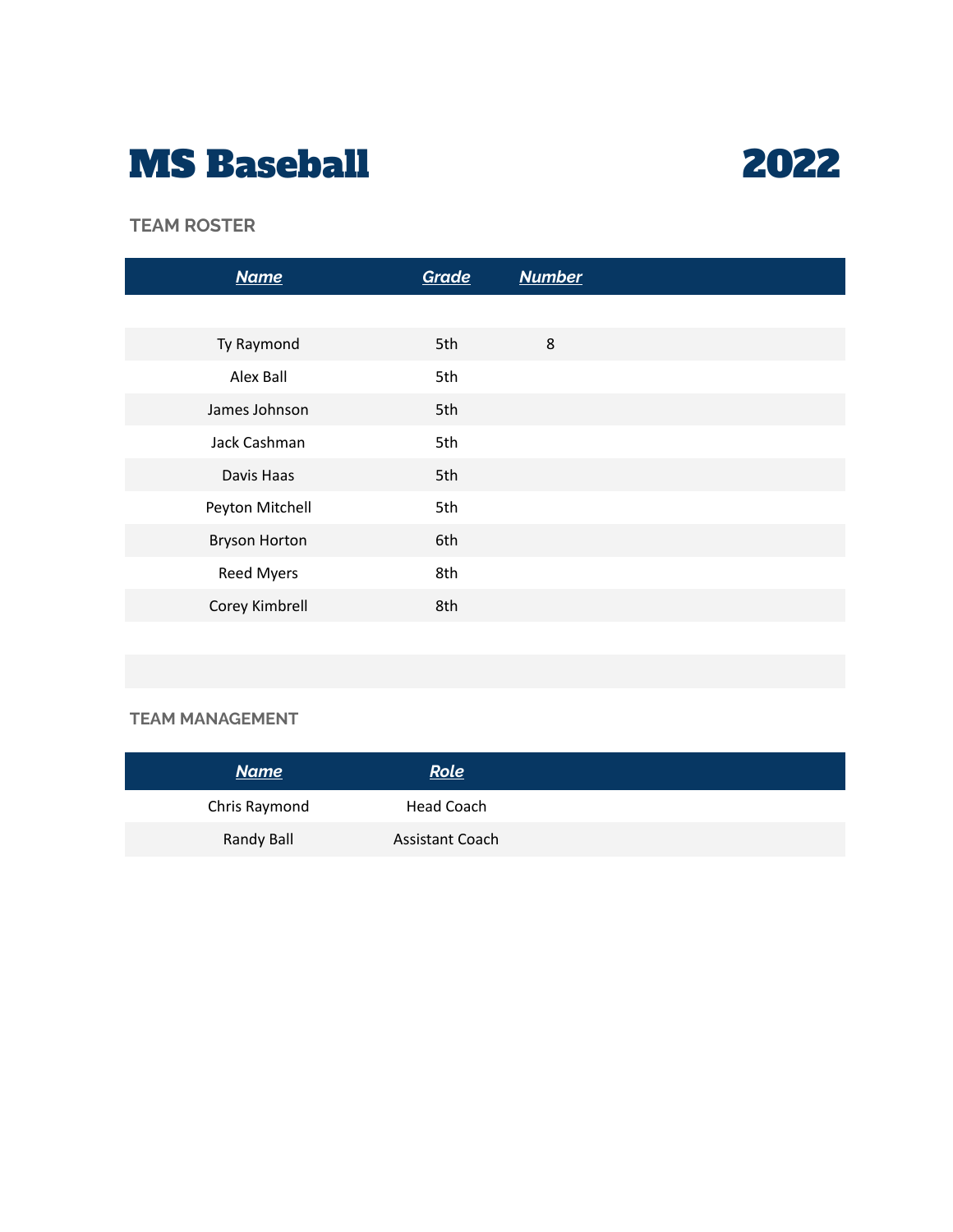# MS Baseball 2022

## TEAM ROSTER

| Name | Grade | Number |
|---|---|---|
| Ty Raymond | 5th | 8 |
| Alex Ball | 5th | |
| James Johnson | 5th | |
| Jack Cashman | 5th | |
| Davis Haas | 5th | |
| Peyton Mitchell | 5th | |
| Bryson Horton | 6th | |
| Reed Myers | 8th | |
| Corey Kimbrell | 8th | |

## TEAM MANAGEMENT

| Name | Role |
|---|---|
| Chris Raymond | Head Coach |
| Randy Ball | Assistant Coach |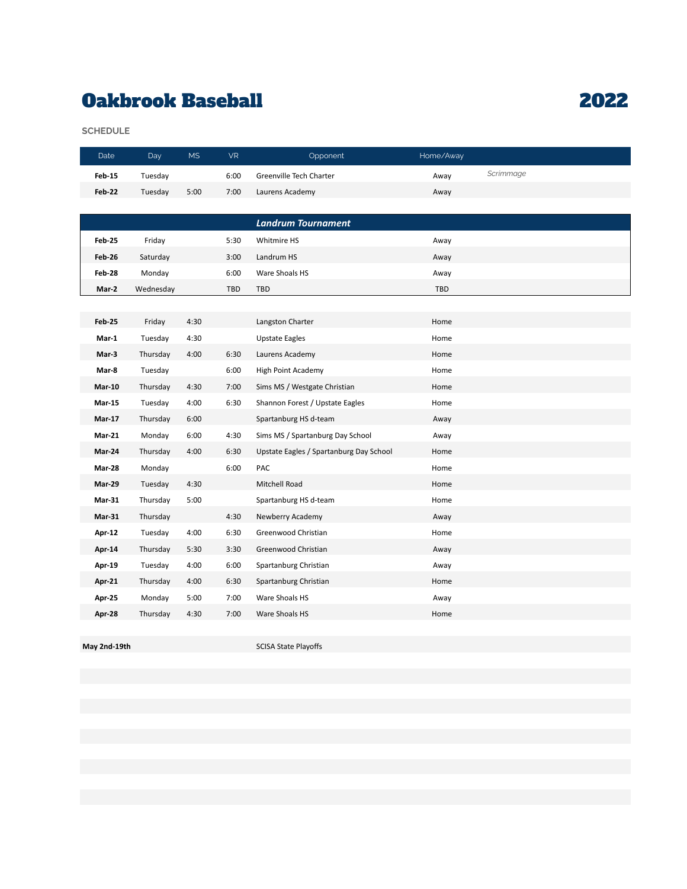# Oakbrook Baseball

# 2022

### SCHEDULE

| Date | Day | MS | VR | Opponent | Home/Away | |
|---|---|---|---|---|---|---|
| **Feb-15** | Tuesday | | 6:00 | Greenville Tech Charter | Away | *Scrimmage* |
| **Feb-22** | Tuesday | 5:00 | 7:00 | Laurens Academy | Away | |
| | | | | ***Landrum Tournament*** | | |
| **Feb-25** | Friday | | 5:30 | Whitmire HS | Away | |
| **Feb-26** | Saturday | | 3:00 | Landrum HS | Away | |
| **Feb-28** | Monday | | 6:00 | Ware Shoals HS | Away | |
| **Mar-2** | Wednesday | | TBD | TBD | TBD | |
| | | | | | | |
| **Feb-25** | Friday | 4:30 | | Langston Charter | Home | |
| **Mar-1** | Tuesday | 4:30 | | Upstate Eagles | Home | |
| **Mar-3** | Thursday | 4:00 | 6:30 | Laurens Academy | Home | |
| **Mar-8** | Tuesday | | 6:00 | High Point Academy | Home | |
| **Mar-10** | Thursday | 4:30 | 7:00 | Sims MS / Westgate Christian | Home | |
| **Mar-15** | Tuesday | 4:00 | 6:30 | Shannon Forest / Upstate Eagles | Home | |
| **Mar-17** | Thursday | 6:00 | | Spartanburg HS d-team | Away | |
| **Mar-21** | Monday | 6:00 | 4:30 | Sims MS / Spartanburg Day School | Away | |
| **Mar-24** | Thursday | 4:00 | 6:30 | Upstate Eagles / Spartanburg Day School | Home | |
| **Mar-28** | Monday | | 6:00 | PAC | Home | |
| **Mar-29** | Tuesday | 4:30 | | Mitchell Road | Home | |
| **Mar-31** | Thursday | 5:00 | | Spartanburg HS d-team | Home | |
| **Mar-31** | Thursday | | 4:30 | Newberry Academy | Away | |
| **Apr-12** | Tuesday | 4:00 | 6:30 | Greenwood Christian | Home | |
| **Apr-14** | Thursday | 5:30 | 3:30 | Greenwood Christian | Away | |
| **Apr-19** | Tuesday | 4:00 | 6:00 | Spartanburg Christian | Away | |
| **Apr-21** | Thursday | 4:00 | 6:30 | Spartanburg Christian | Home | |
| **Apr-25** | Monday | 5:00 | 7:00 | Ware Shoals HS | Away | |
| **Apr-28** | Thursday | 4:30 | 7:00 | Ware Shoals HS | Home | |
| | | | | | | |
| **May 2nd-19th** | | | | SCISA State Playoffs | | |